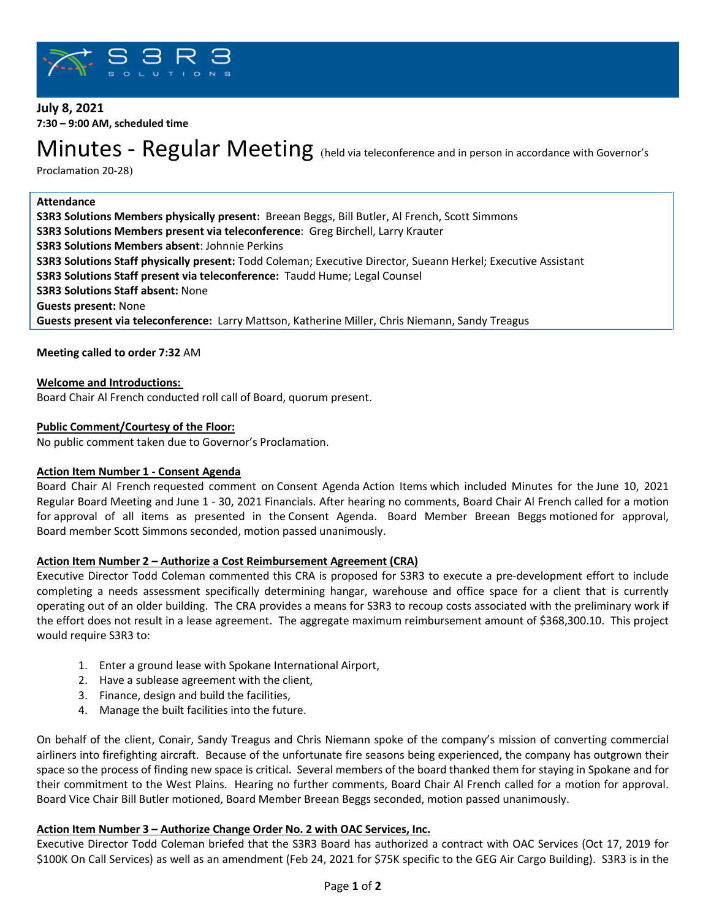**July 8, 2021**
**7:30 – 9:00 AM, scheduled time**

# Minutes - Regular Meeting (held via teleconference and in person in accordance with Governor's Proclamation 20-28)

**Attendance**
**S3R3 Solutions Members physically present:** Breean Beggs, Bill Butler, Al French, Scott Simmons
**S3R3 Solutions Members present via teleconference**: Greg Birchell, Larry Krauter
**S3R3 Solutions Members absent**: Johnnie Perkins
**S3R3 Solutions Staff physically present:** Todd Coleman; Executive Director, Sueann Herkel; Executive Assistant
**S3R3 Solutions Staff present via teleconference:** Taudd Hume; Legal Counsel
**S3R3 Solutions Staff absent:** None
**Guests present:** None
**Guests present via teleconference:** Larry Mattson, Katherine Miller, Chris Niemann, Sandy Treagus

**Meeting called to order 7:32** AM

**Welcome and Introductions:**
Board Chair Al French conducted roll call of Board, quorum present.

**Public Comment/Courtesy of the Floor:**
No public comment taken due to Governor's Proclamation.

**Action Item Number 1 - Consent Agenda**
Board Chair Al French requested comment on Consent Agenda Action Items which included Minutes for the June 10, 2021 Regular Board Meeting and June 1 - 30, 2021 Financials. After hearing no comments, Board Chair Al French called for a motion for approval of all items as presented in the Consent Agenda. Board Member Breean Beggs motioned for approval, Board member Scott Simmons seconded, motion passed unanimously.

**Action Item Number 2 – Authorize a Cost Reimbursement Agreement (CRA)**
Executive Director Todd Coleman commented this CRA is proposed for S3R3 to execute a pre-development effort to include completing a needs assessment specifically determining hangar, warehouse and office space for a client that is currently operating out of an older building. The CRA provides a means for S3R3 to recoup costs associated with the preliminary work if the effort does not result in a lease agreement. The aggregate maximum reimbursement amount of $368,300.10. This project would require S3R3 to:

1. Enter a ground lease with Spokane International Airport,
2. Have a sublease agreement with the client,
3. Finance, design and build the facilities,
4. Manage the built facilities into the future.

On behalf of the client, Conair, Sandy Treagus and Chris Niemann spoke of the company's mission of converting commercial airliners into firefighting aircraft. Because of the unfortunate fire seasons being experienced, the company has outgrown their space so the process of finding new space is critical. Several members of the board thanked them for staying in Spokane and for their commitment to the West Plains. Hearing no further comments, Board Chair Al French called for a motion for approval. Board Vice Chair Bill Butler motioned, Board Member Breean Beggs seconded, motion passed unanimously.

**Action Item Number 3 – Authorize Change Order No. 2 with OAC Services, Inc.**
Executive Director Todd Coleman briefed that the S3R3 Board has authorized a contract with OAC Services (Oct 17, 2019 for $100K On Call Services) as well as an amendment (Feb 24, 2021 for $75K specific to the GEG Air Cargo Building). S3R3 is in the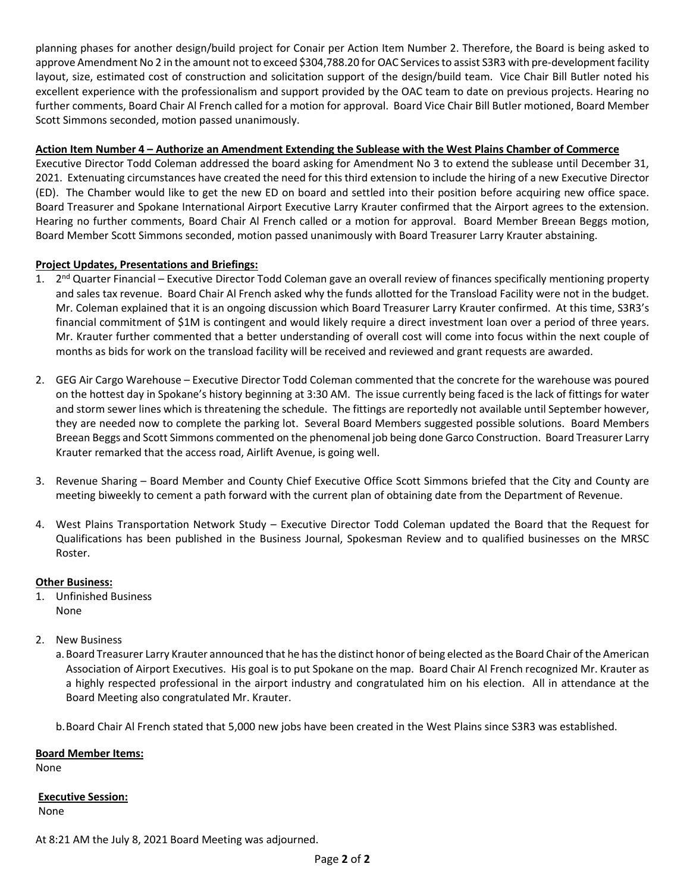planning phases for another design/build project for Conair per Action Item Number 2. Therefore, the Board is being asked to approve Amendment No 2 in the amount not to exceed $304,788.20 for OAC Services to assist S3R3 with pre-development facility layout, size, estimated cost of construction and solicitation support of the design/build team. Vice Chair Bill Butler noted his excellent experience with the professionalism and support provided by the OAC team to date on previous projects. Hearing no further comments, Board Chair Al French called for a motion for approval. Board Vice Chair Bill Butler motioned, Board Member Scott Simmons seconded, motion passed unanimously.

**Action Item Number 4 – Authorize an Amendment Extending the Sublease with the West Plains Chamber of Commerce**

Executive Director Todd Coleman addressed the board asking for Amendment No 3 to extend the sublease until December 31, 2021. Extenuating circumstances have created the need for this third extension to include the hiring of a new Executive Director (ED). The Chamber would like to get the new ED on board and settled into their position before acquiring new office space. Board Treasurer and Spokane International Airport Executive Larry Krauter confirmed that the Airport agrees to the extension. Hearing no further comments, Board Chair Al French called or a motion for approval. Board Member Breean Beggs motion, Board Member Scott Simmons seconded, motion passed unanimously with Board Treasurer Larry Krauter abstaining.

**Project Updates, Presentations and Briefings:**

1. 2nd Quarter Financial – Executive Director Todd Coleman gave an overall review of finances specifically mentioning property and sales tax revenue. Board Chair Al French asked why the funds allotted for the Transload Facility were not in the budget. Mr. Coleman explained that it is an ongoing discussion which Board Treasurer Larry Krauter confirmed. At this time, S3R3's financial commitment of $1M is contingent and would likely require a direct investment loan over a period of three years. Mr. Krauter further commented that a better understanding of overall cost will come into focus within the next couple of months as bids for work on the transload facility will be received and reviewed and grant requests are awarded.

2. GEG Air Cargo Warehouse – Executive Director Todd Coleman commented that the concrete for the warehouse was poured on the hottest day in Spokane's history beginning at 3:30 AM. The issue currently being faced is the lack of fittings for water and storm sewer lines which is threatening the schedule. The fittings are reportedly not available until September however, they are needed now to complete the parking lot. Several Board Members suggested possible solutions. Board Members Breean Beggs and Scott Simmons commented on the phenomenal job being done Garco Construction. Board Treasurer Larry Krauter remarked that the access road, Airlift Avenue, is going well.

3. Revenue Sharing – Board Member and County Chief Executive Office Scott Simmons briefed that the City and County are meeting biweekly to cement a path forward with the current plan of obtaining date from the Department of Revenue.

4. West Plains Transportation Network Study – Executive Director Todd Coleman updated the Board that the Request for Qualifications has been published in the Business Journal, Spokesman Review and to qualified businesses on the MRSC Roster.

**Other Business:**

1. Unfinished Business
   None

2. New Business
   a. Board Treasurer Larry Krauter announced that he has the distinct honor of being elected as the Board Chair of the American Association of Airport Executives. His goal is to put Spokane on the map. Board Chair Al French recognized Mr. Krauter as a highly respected professional in the airport industry and congratulated him on his election. All in attendance at the Board Meeting also congratulated Mr. Krauter.

   b. Board Chair Al French stated that 5,000 new jobs have been created in the West Plains since S3R3 was established.

**Board Member Items:**

None

**Executive Session:**

None

At 8:21 AM the July 8, 2021 Board Meeting was adjourned.